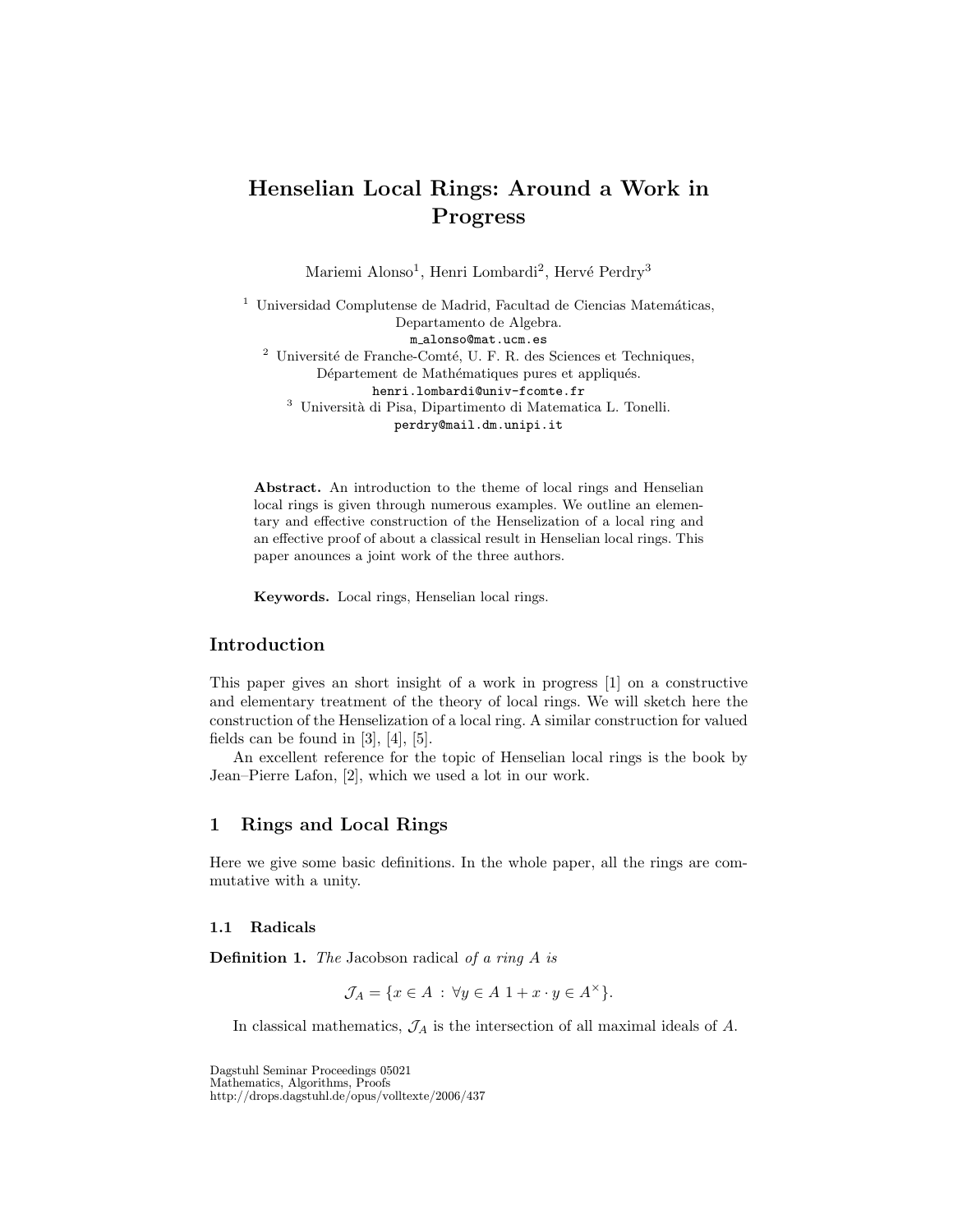# Henselian Local Rings: Around a Work in Progress

Mariemi Alonso[1], Henri Lombardi[2], Hervé Perdry[3]

[1] Universidad Complutense de Madrid, Facultad de Ciencias Matemáticas, Departamento de Algebra.
m_alonso@mat.ucm.es

[2] Université de Franche-Comté, U. F. R. des Sciences et Techniques, Département de Mathématiques pures et appliqués.
henri.lombardi@univ-fcomte.fr

[3] Università di Pisa, Dipartimento di Matematica L. Tonelli.
perdry@mail.dm.unipi.it

**Abstract.** An introduction to the theme of local rings and Henselian local rings is given through numerous examples. We outline an elementary and effective construction of the Henselization of a local ring and an effective proof of about a classical result in Henselian local rings. This paper anounces a joint work of the three authors.

**Keywords.** Local rings, Henselian local rings.

## Introduction

This paper gives an short insight of a work in progress [1] on a constructive and elementary treatment of the theory of local rings. We will sketch here the construction of the Henselization of a local ring. A similar construction for valued fields can be found in [3], [4], [5].

An excellent reference for the topic of Henselian local rings is the book by Jean–Pierre Lafon, [2], which we used a lot in our work.

## 1 Rings and Local Rings

Here we give some basic definitions. In the whole paper, all the rings are commutative with a unity.

### 1.1 Radicals

**Definition 1.** *The* Jacobson radical *of a ring $A$ is*

$$\mathcal{J}_A = \{x \in A \,:\, \forall y \in A \;\, 1 + x \cdot y \in A^{\times}\}.$$

In classical mathematics, $\mathcal{J}_A$ is the intersection of all maximal ideals of $A$.

Dagstuhl Seminar Proceedings 05021
Mathematics, Algorithms, Proofs
http://drops.dagstuhl.de/opus/volltexte/2006/437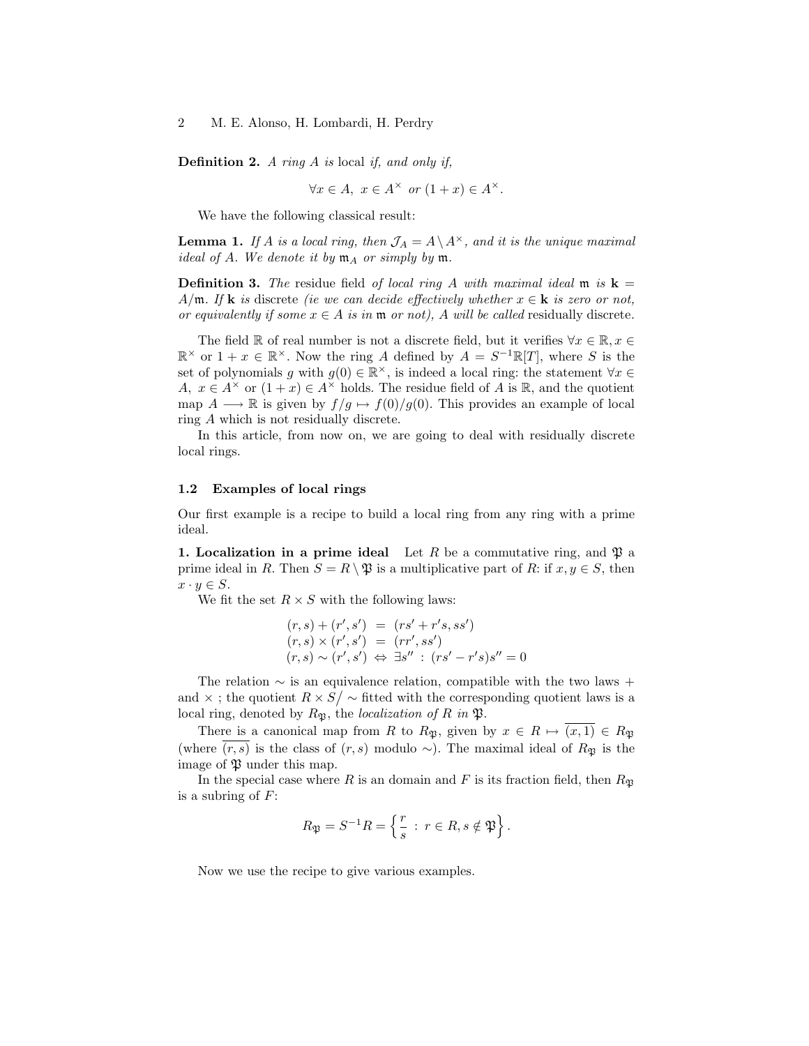**Definition 2.** *A ring $A$ is* local *if, and only if,*

$$\forall x \in A,\ x \in A^\times \text{ or } (1+x) \in A^\times.$$

We have the following classical result:

**Lemma 1.** *If $A$ is a local ring, then $\mathcal{J}_A = A \setminus A^\times$, and it is the unique maximal ideal of $A$. We denote it by $\mathfrak{m}_A$ or simply by $\mathfrak{m}$.*

**Definition 3.** *The* residue field *of local ring $A$ with maximal ideal $\mathfrak{m}$ is $\mathbf{k} = A/\mathfrak{m}$. If $\mathbf{k}$ is* discrete *(ie we can decide effectively whether $x \in \mathbf{k}$ is zero or not, or equivalently if some $x \in A$ is in $\mathfrak{m}$ or not), $A$ will be called* residually discrete*.*

The field $\mathbb{R}$ of real number is not a discrete field, but it verifies $\forall x \in \mathbb{R}, x \in \mathbb{R}^\times$ or $1 + x \in \mathbb{R}^\times$. Now the ring $A$ defined by $A = S^{-1}\mathbb{R}[T]$, where $S$ is the set of polynomials $g$ with $g(0) \in \mathbb{R}^\times$, is indeed a local ring: the statement $\forall x \in A,\ x \in A^\times$ or $(1+x) \in A^\times$ holds. The residue field of $A$ is $\mathbb{R}$, and the quotient map $A \longrightarrow \mathbb{R}$ is given by $f/g \mapsto f(0)/g(0)$. This provides an example of local ring $A$ which is not residually discrete.

In this article, from now on, we are going to deal with residually discrete local rings.

### 1.2 Examples of local rings

Our first example is a recipe to build a local ring from any ring with a prime ideal.

**1. Localization in a prime ideal** Let $R$ be a commutative ring, and $\mathfrak{P}$ a prime ideal in $R$. Then $S = R \setminus \mathfrak{P}$ is a multiplicative part of $R$: if $x, y \in S$, then $x \cdot y \in S$.

We fit the set $R \times S$ with the following laws:

$$\begin{aligned}
(r, s) + (r', s') &= (rs' + r's, ss') \\
(r, s) \times (r', s') &= (rr', ss') \\
(r, s) \sim (r', s') &\Leftrightarrow \exists s'' : (rs' - r's)s'' = 0
\end{aligned}$$

The relation $\sim$ is an equivalence relation, compatible with the two laws $+$ and $\times$ ; the quotient $R \times S \big/ \sim$ fitted with the corresponding quotient laws is a local ring, denoted by $R_\mathfrak{P}$, the *localization of $R$ in $\mathfrak{P}$*.

There is a canonical map from $R$ to $R_\mathfrak{P}$, given by $x \in R \mapsto \overline{(x, 1)} \in R_\mathfrak{P}$ (where $\overline{(r, s)}$ is the class of $(r, s)$ modulo $\sim$). The maximal ideal of $R_\mathfrak{P}$ is the image of $\mathfrak{P}$ under this map.

In the special case where $R$ is an domain and $F$ is its fraction field, then $R_\mathfrak{P}$ is a subring of $F$:

$$R_\mathfrak{P} = S^{-1}R = \left\{ \frac{r}{s} \ :\ r \in R, s \notin \mathfrak{P} \right\}.$$

Now we use the recipe to give various examples.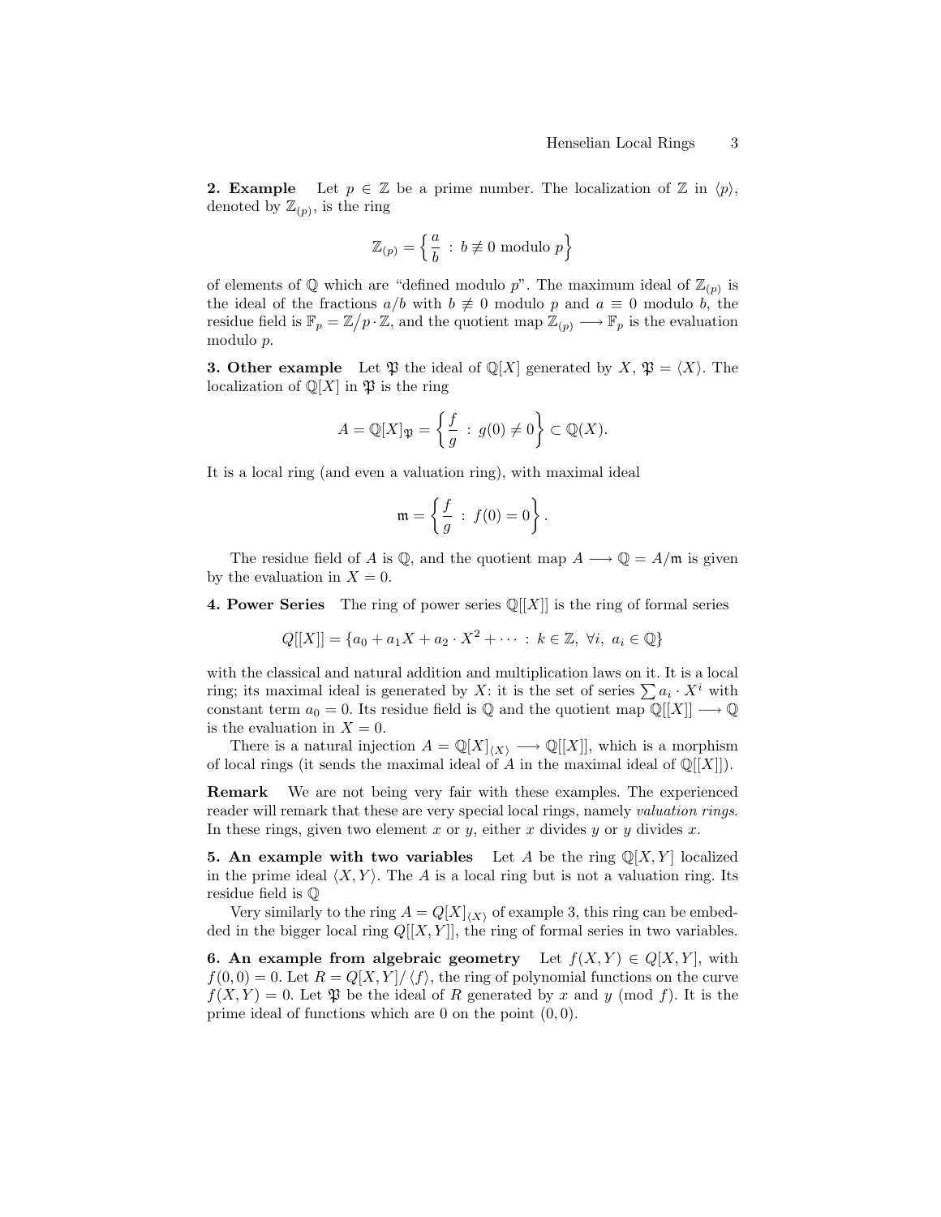**2. Example** Let $p \in \mathbb{Z}$ be a prime number. The localization of $\mathbb{Z}$ in $\langle p \rangle$, denoted by $\mathbb{Z}_{(p)}$, is the ring

$$\mathbb{Z}_{(p)} = \left\{ \frac{a}{b} \;:\; b \not\equiv 0 \text{ modulo } p \right\}$$

of elements of $\mathbb{Q}$ which are "defined modulo $p$". The maximum ideal of $\mathbb{Z}_{(p)}$ is the ideal of the fractions $a/b$ with $b \not\equiv 0$ modulo $p$ and $a \equiv 0$ modulo $b$, the residue field is $\mathbb{F}_p = \mathbb{Z}/p \cdot \mathbb{Z}$, and the quotient map $\mathbb{Z}_{(p)} \longrightarrow \mathbb{F}_p$ is the evaluation modulo $p$.

**3. Other example** Let $\mathfrak{P}$ the ideal of $\mathbb{Q}[X]$ generated by $X$, $\mathfrak{P} = \langle X \rangle$. The localization of $\mathbb{Q}[X]$ in $\mathfrak{P}$ is the ring

$$A = \mathbb{Q}[X]_{\mathfrak{P}} = \left\{ \frac{f}{g} \;:\; g(0) \neq 0 \right\} \subset \mathbb{Q}(X).$$

It is a local ring (and even a valuation ring), with maximal ideal

$$\mathfrak{m} = \left\{ \frac{f}{g} \;:\; f(0) = 0 \right\}.$$

The residue field of $A$ is $\mathbb{Q}$, and the quotient map $A \longrightarrow \mathbb{Q} = A/\mathfrak{m}$ is given by the evaluation in $X = 0$.

**4. Power Series** The ring of power series $\mathbb{Q}[[X]]$ is the ring of formal series

$$Q[[X]] = \{a_0 + a_1 X + a_2 \cdot X^2 + \cdots \;:\; k \in \mathbb{Z},\ \forall i,\ a_i \in \mathbb{Q}\}$$

with the classical and natural addition and multiplication laws on it. It is a local ring; its maximal ideal is generated by $X$: it is the set of series $\sum a_i \cdot X^i$ with constant term $a_0 = 0$. Its residue field is $\mathbb{Q}$ and the quotient map $\mathbb{Q}[[X]] \longrightarrow \mathbb{Q}$ is the evaluation in $X = 0$.

There is a natural injection $A = \mathbb{Q}[X]_{\langle X \rangle} \longrightarrow \mathbb{Q}[[X]]$, which is a morphism of local rings (it sends the maximal ideal of $A$ in the maximal ideal of $\mathbb{Q}[[X]]$).

**Remark** We are not being very fair with these examples. The experienced reader will remark that these are very special local rings, namely *valuation rings*. In these rings, given two element $x$ or $y$, either $x$ divides $y$ or $y$ divides $x$.

**5. An example with two variables** Let $A$ be the ring $\mathbb{Q}[X, Y]$ localized in the prime ideal $\langle X, Y \rangle$. The $A$ is a local ring but is not a valuation ring. Its residue field is $\mathbb{Q}$

Very similarly to the ring $A = Q[X]_{\langle X \rangle}$ of example 3, this ring can be embedded in the bigger local ring $Q[[X, Y]]$, the ring of formal series in two variables.

**6. An example from algebraic geometry** Let $f(X, Y) \in Q[X, Y]$, with $f(0, 0) = 0$. Let $R = Q[X, Y]/\langle f \rangle$, the ring of polynomial functions on the curve $f(X, Y) = 0$. Let $\mathfrak{P}$ be the ideal of $R$ generated by $x$ and $y$ (mod $f$). It is the prime ideal of functions which are 0 on the point $(0, 0)$.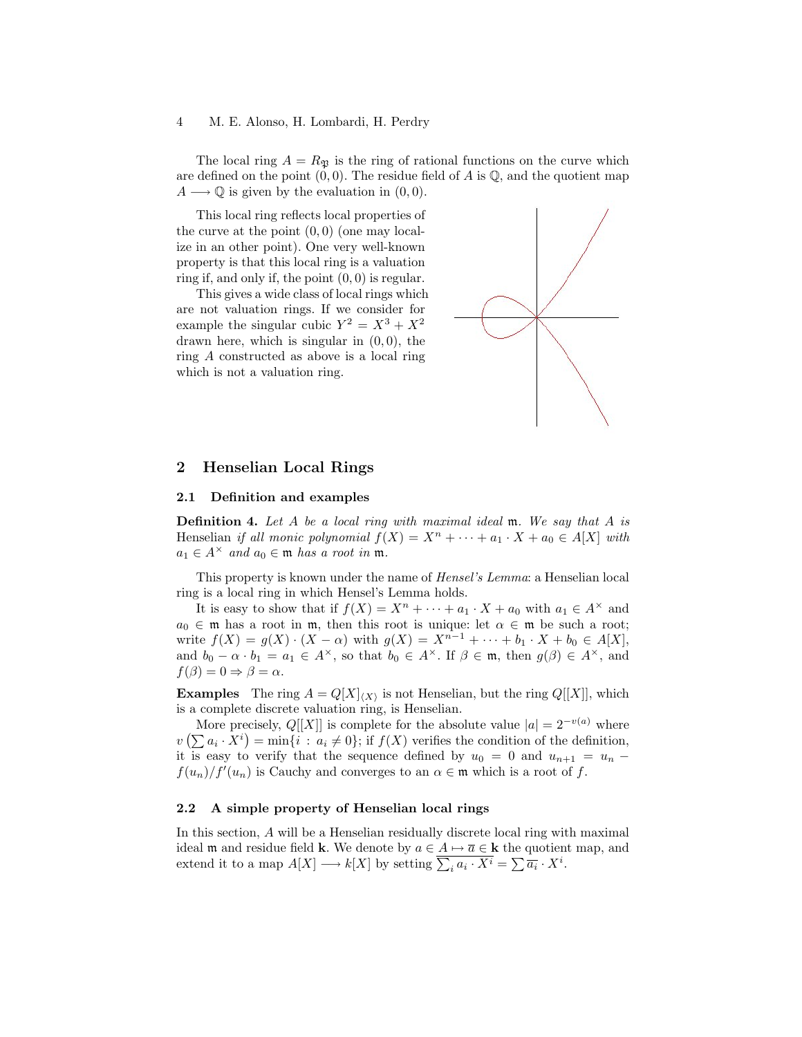The local ring $A = R_{\mathfrak{P}}$ is the ring of rational functions on the curve which are defined on the point $(0, 0)$. The residue field of $A$ is $\mathbb{Q}$, and the quotient map $A \longrightarrow \mathbb{Q}$ is given by the evaluation in $(0, 0)$.

This local ring reflects local properties of the curve at the point $(0, 0)$ (one may localize in an other point). One very well-known property is that this local ring is a valuation ring if, and only if, the point $(0, 0)$ is regular.

This gives a wide class of local rings which are not valuation rings. If we consider for example the singular cubic $Y^2 = X^3 + X^2$ drawn here, which is singular in $(0, 0)$, the ring $A$ constructed as above is a local ring which is not a valuation ring.

## 2 Henselian Local Rings

### 2.1 Definition and examples

**Definition 4.** *Let $A$ be a local ring with maximal ideal $\mathfrak{m}$. We say that $A$ is* Henselian *if all monic polynomial $f(X) = X^n + \cdots + a_1 \cdot X + a_0 \in A[X]$ with $a_1 \in A^\times$ and $a_0 \in \mathfrak{m}$ has a root in $\mathfrak{m}$.*

This property is known under the name of *Hensel's Lemma*: a Henselian local ring is a local ring in which Hensel's Lemma holds.

It is easy to show that if $f(X) = X^n + \cdots + a_1 \cdot X + a_0$ with $a_1 \in A^\times$ and $a_0 \in \mathfrak{m}$ has a root in $\mathfrak{m}$, then this root is unique: let $\alpha \in \mathfrak{m}$ be such a root; write $f(X) = g(X) \cdot (X - \alpha)$ with $g(X) = X^{n-1} + \cdots + b_1 \cdot X + b_0 \in A[X]$, and $b_0 - \alpha \cdot b_1 = a_1 \in A^\times$, so that $b_0 \in A^\times$. If $\beta \in \mathfrak{m}$, then $g(\beta) \in A^\times$, and $f(\beta) = 0 \Rightarrow \beta = \alpha$.

**Examples** The ring $A = Q[X]_{\langle X \rangle}$ is not Henselian, but the ring $Q[[X]]$, which is a complete discrete valuation ring, is Henselian.

More precisely, $Q[[X]]$ is complete for the absolute value $|a| = 2^{-v(a)}$ where $v\left(\sum a_i \cdot X^i\right) = \min\{i : a_i \neq 0\}$; if $f(X)$ verifies the condition of the definition, it is easy to verify that the sequence defined by $u_0 = 0$ and $u_{n+1} = u_n - f(u_n)/f'(u_n)$ is Cauchy and converges to an $\alpha \in \mathfrak{m}$ which is a root of $f$.

### 2.2 A simple property of Henselian local rings

In this section, $A$ will be a Henselian residually discrete local ring with maximal ideal $\mathfrak{m}$ and residue field $\mathbf{k}$. We denote by $a \in A \mapsto \overline{a} \in \mathbf{k}$ the quotient map, and extend it to a map $A[X] \longrightarrow k[X]$ by setting $\overline{\sum_i a_i \cdot X^i} = \sum \overline{a_i} \cdot X^i$.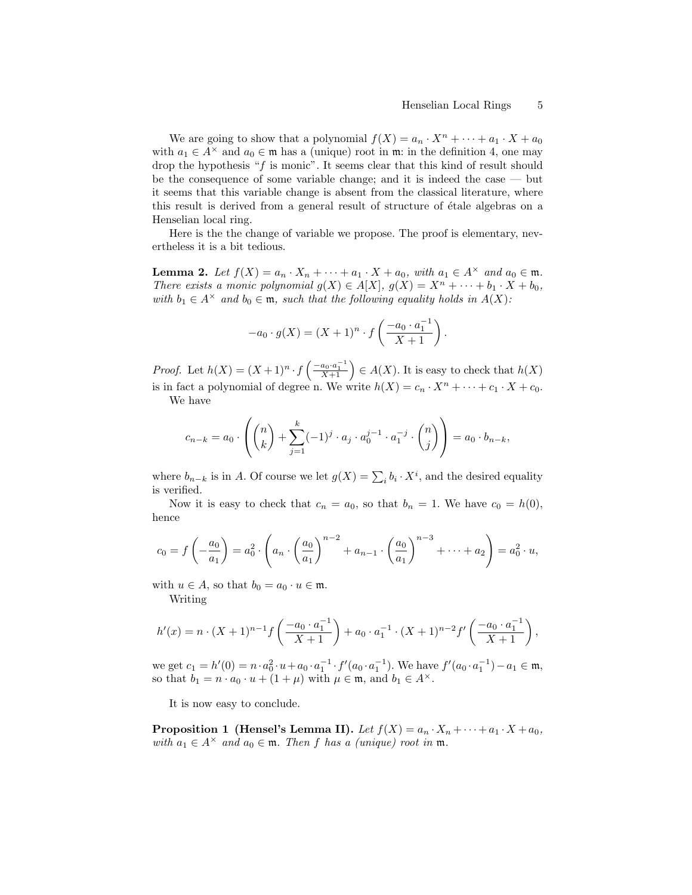We are going to show that a polynomial $f(X) = a_n \cdot X^n + \cdots + a_1 \cdot X + a_0$ with $a_1 \in A^\times$ and $a_0 \in \mathfrak{m}$ has a (unique) root in $\mathfrak{m}$: in the definition 4, one may drop the hypothesis "$f$ is monic". It seems clear that this kind of result should be the consequence of some variable change; and it is indeed the case — but it seems that this variable change is absent from the classical literature, where this result is derived from a general result of structure of étale algebras on a Henselian local ring.

Here is the the change of variable we propose. The proof is elementary, nevertheless it is a bit tedious.

**Lemma 2.** *Let $f(X) = a_n \cdot X_n + \cdots + a_1 \cdot X + a_0$, with $a_1 \in A^\times$ and $a_0 \in \mathfrak{m}$. There exists a monic polynomial $g(X) \in A[X]$, $g(X) = X^n + \cdots + b_1 \cdot X + b_0$, with $b_1 \in A^\times$ and $b_0 \in \mathfrak{m}$, such that the following equality holds in $A(X)$:*

$$-a_0 \cdot g(X) = (X+1)^n \cdot f\left(\frac{-a_0 \cdot a_1^{-1}}{X+1}\right).$$

*Proof.* Let $h(X) = (X+1)^n \cdot f\left(\frac{-a_0 \cdot a_1^{-1}}{X+1}\right) \in A(X)$. It is easy to check that $h(X)$ is in fact a polynomial of degree n. We write $h(X) = c_n \cdot X^n + \cdots + c_1 \cdot X + c_0$.

We have

$$c_{n-k} = a_0 \cdot \left( \binom{n}{k} + \sum_{j=1}^{k} (-1)^j \cdot a_j \cdot a_0^{j-1} \cdot a_1^{-j} \cdot \binom{n}{j} \right) = a_0 \cdot b_{n-k},$$

where $b_{n-k}$ is in $A$. Of course we let $g(X) = \sum_i b_i \cdot X^i$, and the desired equality is verified.

Now it is easy to check that $c_n = a_0$, so that $b_n = 1$. We have $c_0 = h(0)$, hence

$$c_0 = f\left(-\frac{a_0}{a_1}\right) = a_0^2 \cdot \left( a_n \cdot \left(\frac{a_0}{a_1}\right)^{n-2} + a_{n-1} \cdot \left(\frac{a_0}{a_1}\right)^{n-3} + \cdots + a_2 \right) = a_0^2 \cdot u,$$

with $u \in A$, so that $b_0 = a_0 \cdot u \in \mathfrak{m}$.

Writing

$$h'(x) = n \cdot (X+1)^{n-1} f\left(\frac{-a_0 \cdot a_1^{-1}}{X+1}\right) + a_0 \cdot a_1^{-1} \cdot (X+1)^{n-2} f'\left(\frac{-a_0 \cdot a_1^{-1}}{X+1}\right),$$

we get $c_1 = h'(0) = n \cdot a_0^2 \cdot u + a_0 \cdot a_1^{-1} \cdot f'(a_0 \cdot a_1^{-1})$. We have $f'(a_0 \cdot a_1^{-1}) - a_1 \in \mathfrak{m}$, so that $b_1 = n \cdot a_0 \cdot u + (1 + \mu)$ with $\mu \in \mathfrak{m}$, and $b_1 \in A^\times$.

It is now easy to conclude.

**Proposition 1 (Hensel's Lemma II).** *Let $f(X) = a_n \cdot X_n + \cdots + a_1 \cdot X + a_0$, with $a_1 \in A^\times$ and $a_0 \in \mathfrak{m}$. Then $f$ has a (unique) root in $\mathfrak{m}$.*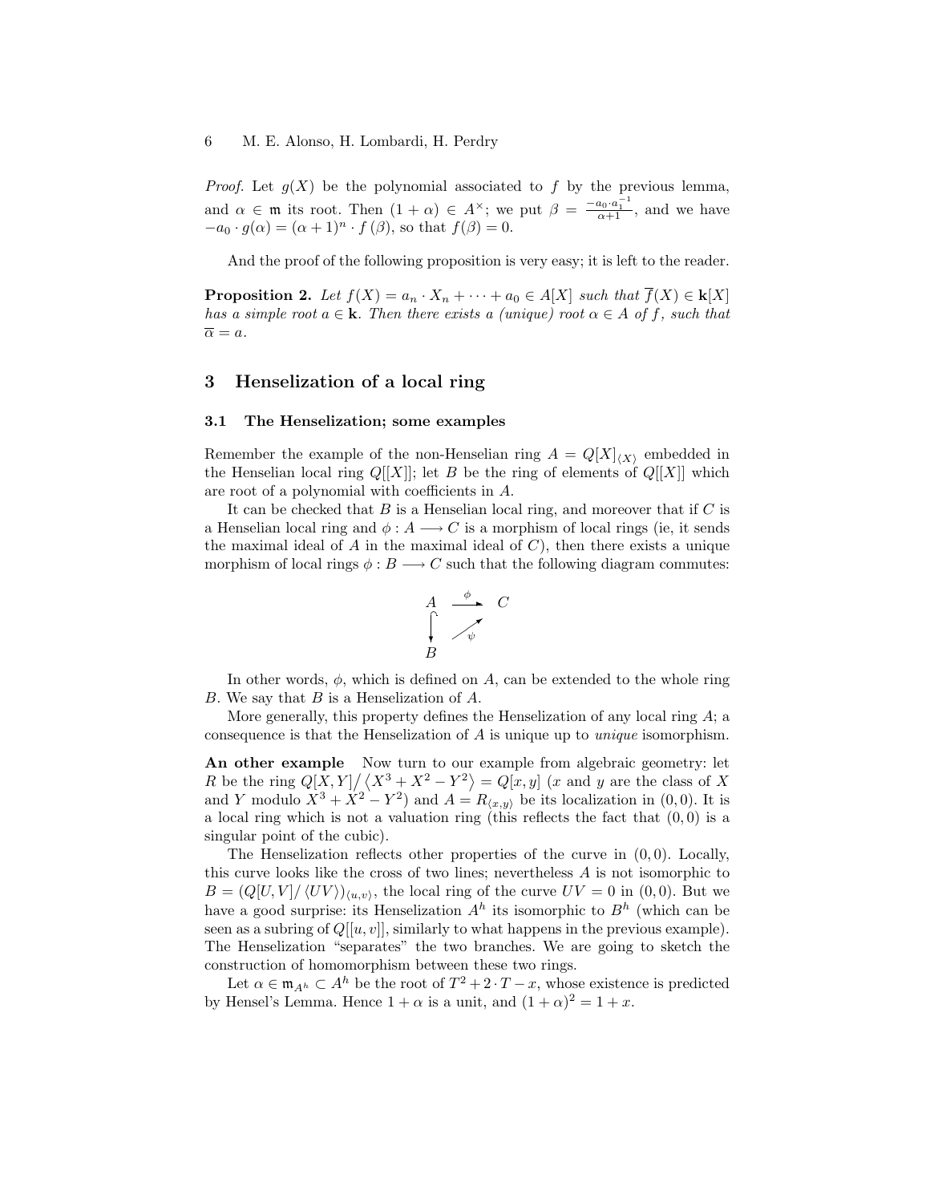*Proof.* Let $g(X)$ be the polynomial associated to $f$ by the previous lemma, and $\alpha \in \mathfrak{m}$ its root. Then $(1+\alpha) \in A^{\times}$; we put $\beta = \frac{-a_0 \cdot a_1^{-1}}{\alpha+1}$, and we have $-a_0 \cdot g(\alpha) = (\alpha+1)^n \cdot f(\beta)$, so that $f(\beta) = 0$.

And the proof of the following proposition is very easy; it is left to the reader.

**Proposition 2.** *Let $f(X) = a_n \cdot X_n + \cdots + a_0 \in A[X]$ such that $\overline{f}(X) \in \mathbf{k}[X]$ has a simple root $a \in \mathbf{k}$. Then there exists a (unique) root $\alpha \in A$ of $f$, such that $\overline{\alpha} = a$.*

## 3 Henselization of a local ring

### 3.1 The Henselization; some examples

Remember the example of the non-Henselian ring $A = Q[X]_{\langle X \rangle}$ embedded in the Henselian local ring $Q[[X]]$; let $B$ be the ring of elements of $Q[[X]]$ which are root of a polynomial with coefficients in $A$.

It can be checked that $B$ is a Henselian local ring, and moreover that if $C$ is a Henselian local ring and $\phi : A \longrightarrow C$ is a morphism of local rings (ie, it sends the maximal ideal of $A$ in the maximal ideal of $C$), then there exists a unique morphism of local rings $\phi : B \longrightarrow C$ such that the following diagram commutes:

$$\begin{array}{ccc} A & \xrightarrow{\phi} & C \\ \big\downarrow & \nearrow_{\psi} & \\ B & & \end{array}$$

In other words, $\phi$, which is defined on $A$, can be extended to the whole ring $B$. We say that $B$ is a Henselization of $A$.

More generally, this property defines the Henselization of any local ring $A$; a consequence is that the Henselization of $A$ is unique up to *unique* isomorphism.

**An other example** Now turn to our example from algebraic geometry: let $R$ be the ring $Q[X,Y]/\langle X^3 + X^2 - Y^2 \rangle = Q[x,y]$ ($x$ and $y$ are the class of $X$ and $Y$ modulo $X^3 + X^2 - Y^2$) and $A = R_{\langle x,y \rangle}$ be its localization in $(0,0)$. It is a local ring which is not a valuation ring (this reflects the fact that $(0,0)$ is a singular point of the cubic).

The Henselization reflects other properties of the curve in $(0,0)$. Locally, this curve looks like the cross of two lines; nevertheless $A$ is not isomorphic to $B = (Q[U,V]/\langle UV \rangle)_{\langle u,v \rangle}$, the local ring of the curve $UV = 0$ in $(0,0)$. But we have a good surprise: its Henselization $A^h$ its isomorphic to $B^h$ (which can be seen as a subring of $Q[[u,v]]$, similarly to what happens in the previous example). The Henselization "separates" the two branches. We are going to sketch the construction of homomorphism between these two rings.

Let $\alpha \in \mathfrak{m}_{A^h} \subset A^h$ be the root of $T^2 + 2 \cdot T - x$, whose existence is predicted by Hensel's Lemma. Hence $1 + \alpha$ is a unit, and $(1+\alpha)^2 = 1 + x$.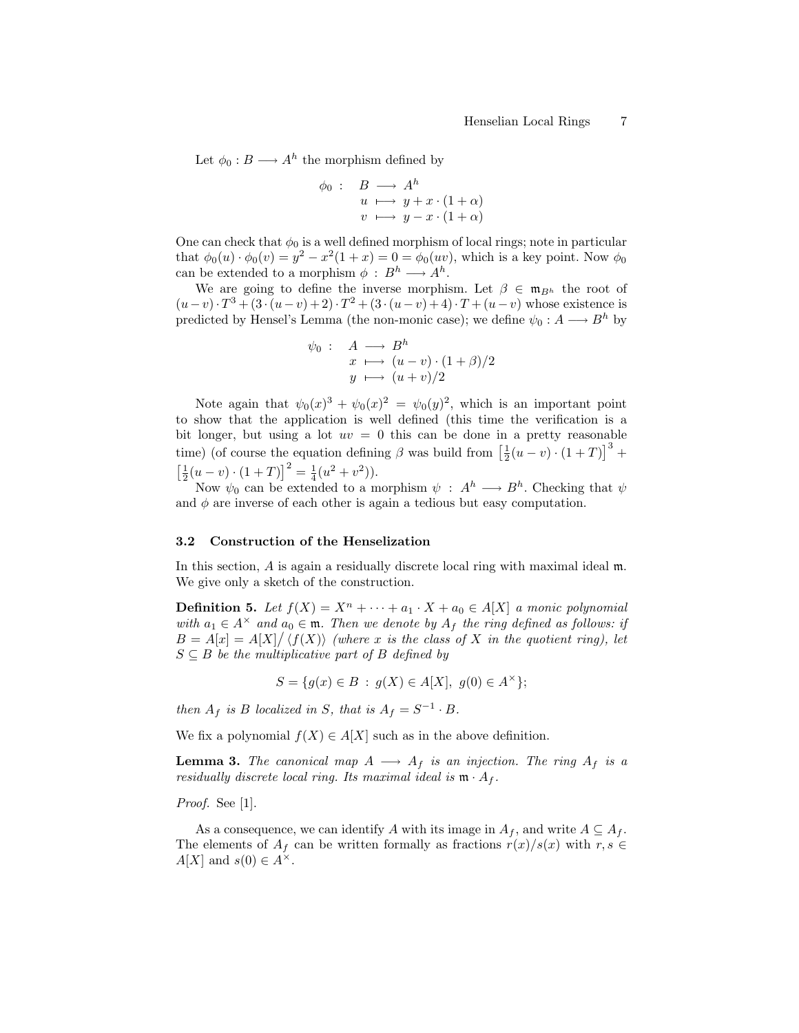Let $\phi_0 : B \longrightarrow A^h$ the morphism defined by

$$\begin{array}{rrcl} \phi_0 : & B & \longrightarrow & A^h \\ & u & \longmapsto & y + x \cdot (1+\alpha) \\ & v & \longmapsto & y - x \cdot (1+\alpha) \end{array}$$

One can check that $\phi_0$ is a well defined morphism of local rings; note in particular that $\phi_0(u) \cdot \phi_0(v) = y^2 - x^2(1+x) = 0 = \phi_0(uv)$, which is a key point. Now $\phi_0$ can be extended to a morphism $\phi : B^h \longrightarrow A^h$.

We are going to define the inverse morphism. Let $\beta \in \mathfrak{m}_{B^h}$ the root of $(u-v) \cdot T^3 + (3 \cdot (u-v) + 2) \cdot T^2 + (3 \cdot (u-v) + 4) \cdot T + (u-v)$ whose existence is predicted by Hensel's Lemma (the non-monic case); we define $\psi_0 : A \longrightarrow B^h$ by

$$\begin{array}{rrcl} \psi_0 : & A & \longrightarrow & B^h \\ & x & \longmapsto & (u-v) \cdot (1+\beta)/2 \\ & y & \longmapsto & (u+v)/2 \end{array}$$

Note again that $\psi_0(x)^3 + \psi_0(x)^2 = \psi_0(y)^2$, which is an important point to show that the application is well defined (this time the verification is a bit longer, but using a lot $uv = 0$ this can be done in a pretty reasonable time) (of course the equation defining $\beta$ was build from $\left[\frac{1}{2}(u-v) \cdot (1+T)\right]^3 + \left[\frac{1}{2}(u-v) \cdot (1+T)\right]^2 = \frac{1}{4}(u^2+v^2)$).

Now $\psi_0$ can be extended to a morphism $\psi : A^h \longrightarrow B^h$. Checking that $\psi$ and $\phi$ are inverse of each other is again a tedious but easy computation.

### 3.2 Construction of the Henselization

In this section, $A$ is again a residually discrete local ring with maximal ideal $\mathfrak{m}$. We give only a sketch of the construction.

**Definition 5.** *Let $f(X) = X^n + \cdots + a_1 \cdot X + a_0 \in A[X]$ a monic polynomial with $a_1 \in A^\times$ and $a_0 \in \mathfrak{m}$. Then we denote by $A_f$ the ring defined as follows: if $B = A[x] = A[X]/\langle f(X) \rangle$ (where $x$ is the class of $X$ in the quotient ring), let $S \subseteq B$ be the multiplicative part of $B$ defined by*

$$S = \{ g(x) \in B \; : \; g(X) \in A[X], \; g(0) \in A^\times \};$$

*then $A_f$ is $B$ localized in $S$, that is $A_f = S^{-1} \cdot B$.*

We fix a polynomial $f(X) \in A[X]$ such as in the above definition.

**Lemma 3.** *The canonical map $A \longrightarrow A_f$ is an injection. The ring $A_f$ is a residually discrete local ring. Its maximal ideal is $\mathfrak{m} \cdot A_f$.*

*Proof.* See [1].

As a consequence, we can identify $A$ with its image in $A_f$, and write $A \subseteq A_f$. The elements of $A_f$ can be written formally as fractions $r(x)/s(x)$ with $r, s \in A[X]$ and $s(0) \in A^\times$.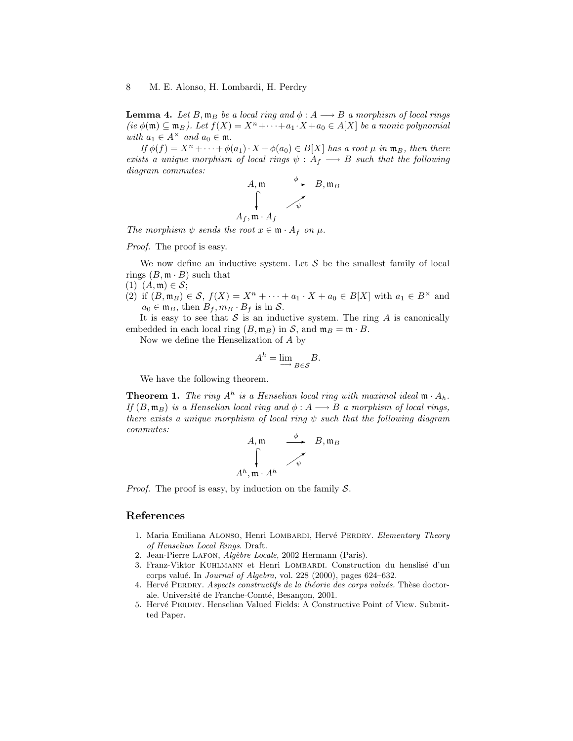**Lemma 4.** *Let $B, \mathfrak{m}_B$ be a local ring and $\phi : A \longrightarrow B$ a morphism of local rings (ie $\phi(\mathfrak{m}) \subseteq \mathfrak{m}_B$). Let $f(X) = X^n + \cdots + a_1 \cdot X + a_0 \in A[X]$ be a monic polynomial with $a_1 \in A^\times$ and $a_0 \in \mathfrak{m}$.*

*If $\phi(f) = X^n + \cdots + \phi(a_1) \cdot X + \phi(a_0) \in B[X]$ has a root $\mu$ in $\mathfrak{m}_B$, then there exists a unique morphism of local rings $\psi : A_f \longrightarrow B$ such that the following diagram commutes:*

$$\begin{array}{ccc} A, \mathfrak{m} & \xrightarrow{\phi} & B, \mathfrak{m}_B \\ \big\downarrow & \nearrow_{\psi} & \\ A_f, \mathfrak{m} \cdot A_f & & \end{array}$$

*The morphism $\psi$ sends the root $x \in \mathfrak{m} \cdot A_f$ on $\mu$.*

*Proof.* The proof is easy.

We now define an inductive system. Let $\mathcal{S}$ be the smallest family of local rings $(B, \mathfrak{m} \cdot B)$ such that

(1) $(A, \mathfrak{m}) \in \mathcal{S}$;

(2) if $(B, \mathfrak{m}_B) \in \mathcal{S}$, $f(X) = X^n + \cdots + a_1 \cdot X + a_0 \in B[X]$ with $a_1 \in B^\times$ and $a_0 \in \mathfrak{m}_B$, then $B_f, m_B \cdot B_f$ is in $\mathcal{S}$.

It is easy to see that $\mathcal{S}$ is an inductive system. The ring $A$ is canonically embedded in each local ring $(B, \mathfrak{m}_B)$ in $\mathcal{S}$, and $\mathfrak{m}_B = \mathfrak{m} \cdot B$.

Now we define the Henselization of $A$ by

$$A^h = \varinjlim_{B \in \mathcal{S}} B.$$

We have the following theorem.

**Theorem 1.** *The ring $A^h$ is a Henselian local ring with maximal ideal $\mathfrak{m} \cdot A_h$. If $(B, \mathfrak{m}_B)$ is a Henselian local ring and $\phi : A \longrightarrow B$ a morphism of local rings, there exists a unique morphism of local ring $\psi$ such that the following diagram commutes:*

$$\begin{array}{ccc} A, \mathfrak{m} & \xrightarrow{\phi} & B, \mathfrak{m}_B \\ \big\downarrow & \nearrow_{\psi} & \\ A^h, \mathfrak{m} \cdot A^h & & \end{array}$$

*Proof.* The proof is easy, by induction on the family $\mathcal{S}$.

## References

1. Maria Emiliana Alonso, Henri Lombardi, Hervé Perdry. *Elementary Theory of Henselian Local Rings*. Draft.
2. Jean-Pierre Lafon, *Algèbre Locale*, 2002 Hermann (Paris).
3. Franz-Viktor Kuhlmann et Henri Lombardi. Construction du henslisé d'un corps valué. In *Journal of Algebra,* vol. 228 (2000), pages 624–632.
4. Hervé Perdry. *Aspects constructifs de la théorie des corps valués.* Thèse doctorale. Université de Franche-Comté, Besançon, 2001.
5. Hervé Perdry. Henselian Valued Fields: A Constructive Point of View. Submitted Paper.